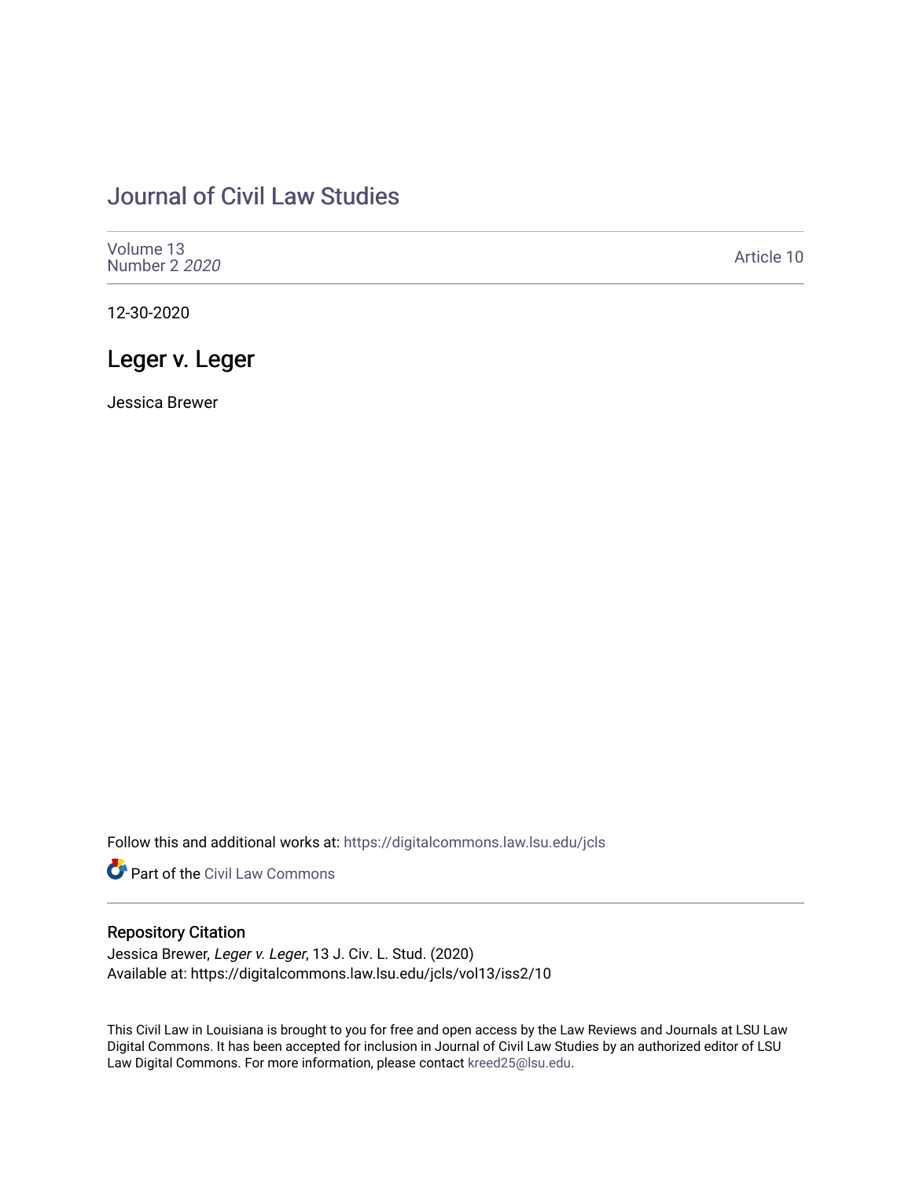# Journal of Civil Law Studies

Volume 13
Number 2 *2020*

Article 10

12-30-2020

## Leger v. Leger

Jessica Brewer

Follow this and additional works at: https://digitalcommons.law.lsu.edu/jcls

Part of the Civil Law Commons

### Repository Citation

Jessica Brewer, *Leger v. Leger*, 13 J. Civ. L. Stud. (2020)
Available at: https://digitalcommons.law.lsu.edu/jcls/vol13/iss2/10

This Civil Law in Louisiana is brought to you for free and open access by the Law Reviews and Journals at LSU Law Digital Commons. It has been accepted for inclusion in Journal of Civil Law Studies by an authorized editor of LSU Law Digital Commons. For more information, please contact kreed25@lsu.edu.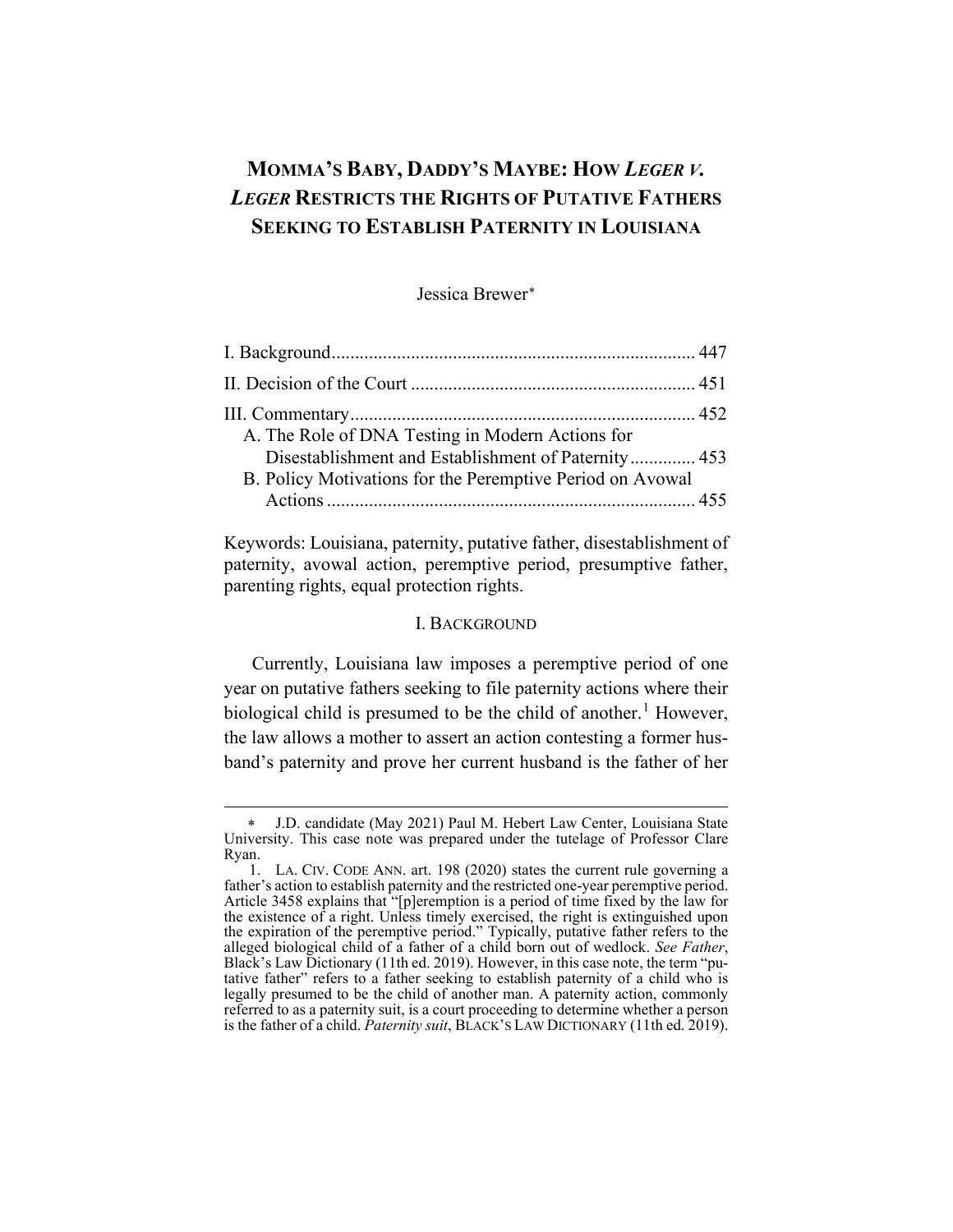# MOMMA'S BABY, DADDY'S MAYBE: HOW *LEGER V. LEGER* RESTRICTS THE RIGHTS OF PUTATIVE FATHERS SEEKING TO ESTABLISH PATERNITY IN LOUISIANA

Jessica Brewer*

I. Background .......... 447

II. Decision of the Court .......... 451

III. Commentary .......... 452

A. The Role of DNA Testing in Modern Actions for Disestablishment and Establishment of Paternity .......... 453

B. Policy Motivations for the Peremptive Period on Avowal Actions .......... 455

Keywords: Louisiana, paternity, putative father, disestablishment of paternity, avowal action, peremptive period, presumptive father, parenting rights, equal protection rights.

## I. BACKGROUND

Currently, Louisiana law imposes a peremptive period of one year on putative fathers seeking to file paternity actions where their biological child is presumed to be the child of another.[1] However, the law allows a mother to assert an action contesting a former husband's paternity and prove her current husband is the father of her

---

\* J.D. candidate (May 2021) Paul M. Hebert Law Center, Louisiana State University. This case note was prepared under the tutelage of Professor Clare Ryan.

1. LA. CIV. CODE ANN. art. 198 (2020) states the current rule governing a father's action to establish paternity and the restricted one-year peremptive period. Article 3458 explains that "[p]eremption is a period of time fixed by the law for the existence of a right. Unless timely exercised, the right is extinguished upon the expiration of the peremptive period." Typically, putative father refers to the alleged biological child of a father of a child born out of wedlock. *See Father*, Black's Law Dictionary (11th ed. 2019). However, in this case note, the term "putative father" refers to a father seeking to establish paternity of a child who is legally presumed to be the child of another man. A paternity action, commonly referred to as a paternity suit, is a court proceeding to determine whether a person is the father of a child. *Paternity suit*, BLACK'S LAW DICTIONARY (11th ed. 2019).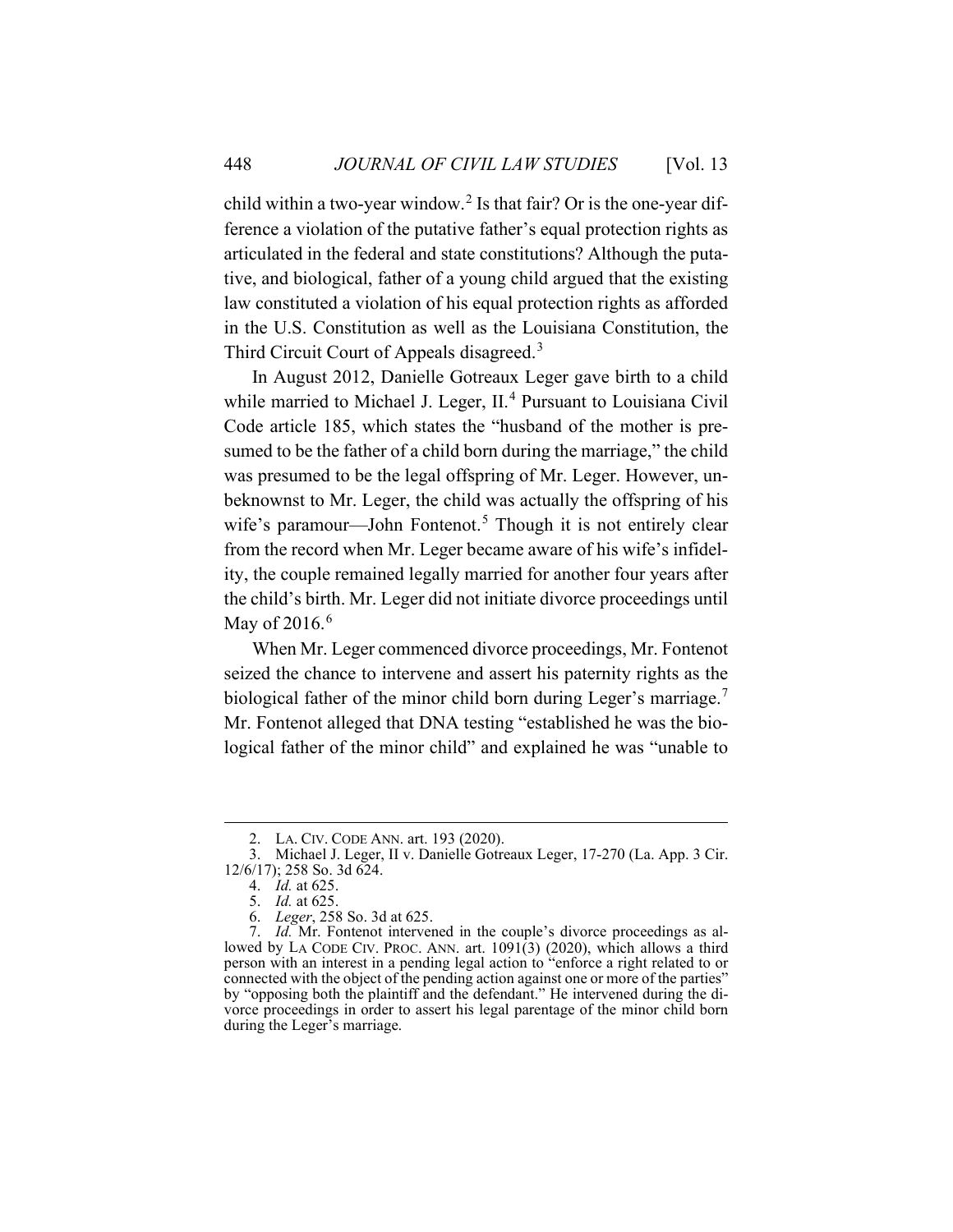child within a two-year window.[2] Is that fair? Or is the one-year difference a violation of the putative father's equal protection rights as articulated in the federal and state constitutions? Although the putative, and biological, father of a young child argued that the existing law constituted a violation of his equal protection rights as afforded in the U.S. Constitution as well as the Louisiana Constitution, the Third Circuit Court of Appeals disagreed.[3]

In August 2012, Danielle Gotreaux Leger gave birth to a child while married to Michael J. Leger, II.[4] Pursuant to Louisiana Civil Code article 185, which states the "husband of the mother is presumed to be the father of a child born during the marriage," the child was presumed to be the legal offspring of Mr. Leger. However, unbeknownst to Mr. Leger, the child was actually the offspring of his wife's paramour—John Fontenot.[5] Though it is not entirely clear from the record when Mr. Leger became aware of his wife's infidelity, the couple remained legally married for another four years after the child's birth. Mr. Leger did not initiate divorce proceedings until May of 2016.[6]

When Mr. Leger commenced divorce proceedings, Mr. Fontenot seized the chance to intervene and assert his paternity rights as the biological father of the minor child born during Leger's marriage.[7] Mr. Fontenot alleged that DNA testing "established he was the biological father of the minor child" and explained he was "unable to

---

2. LA. CIV. CODE ANN. art. 193 (2020).
3. Michael J. Leger, II v. Danielle Gotreaux Leger, 17-270 (La. App. 3 Cir. 12/6/17); 258 So. 3d 624.
4. *Id.* at 625.
5. *Id.* at 625.
6. *Leger*, 258 So. 3d at 625.
7. *Id.* Mr. Fontenot intervened in the couple's divorce proceedings as allowed by LA CODE CIV. PROC. ANN. art. 1091(3) (2020), which allows a third person with an interest in a pending legal action to "enforce a right related to or connected with the object of the pending action against one or more of the parties" by "opposing both the plaintiff and the defendant." He intervened during the divorce proceedings in order to assert his legal parentage of the minor child born during the Leger's marriage.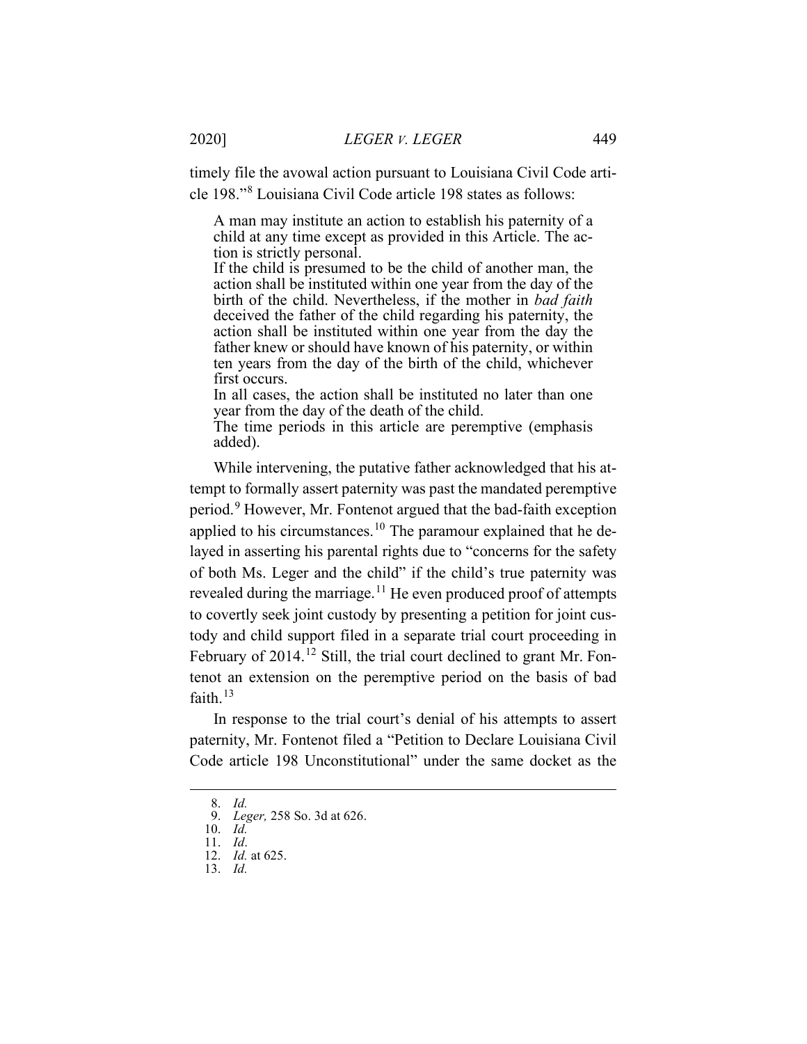timely file the avowal action pursuant to Louisiana Civil Code article 198."[8] Louisiana Civil Code article 198 states as follows:

> A man may institute an action to establish his paternity of a child at any time except as provided in this Article. The action is strictly personal.
>
> If the child is presumed to be the child of another man, the action shall be instituted within one year from the day of the birth of the child. Nevertheless, if the mother in *bad faith* deceived the father of the child regarding his paternity, the action shall be instituted within one year from the day the father knew or should have known of his paternity, or within ten years from the day of the birth of the child, whichever first occurs.
>
> In all cases, the action shall be instituted no later than one year from the day of the death of the child.
>
> The time periods in this article are peremptive (emphasis added).

While intervening, the putative father acknowledged that his attempt to formally assert paternity was past the mandated peremptive period.[9] However, Mr. Fontenot argued that the bad-faith exception applied to his circumstances.[10] The paramour explained that he delayed in asserting his parental rights due to "concerns for the safety of both Ms. Leger and the child" if the child's true paternity was revealed during the marriage.[11] He even produced proof of attempts to covertly seek joint custody by presenting a petition for joint custody and child support filed in a separate trial court proceeding in February of 2014.[12] Still, the trial court declined to grant Mr. Fontenot an extension on the peremptive period on the basis of bad faith.[13]

In response to the trial court's denial of his attempts to assert paternity, Mr. Fontenot filed a "Petition to Declare Louisiana Civil Code article 198 Unconstitutional" under the same docket as the

8. *Id.*
9. *Leger,* 258 So. 3d at 626.
10. *Id.*
11. *Id*.
12. *Id.* at 625.
13. *Id.*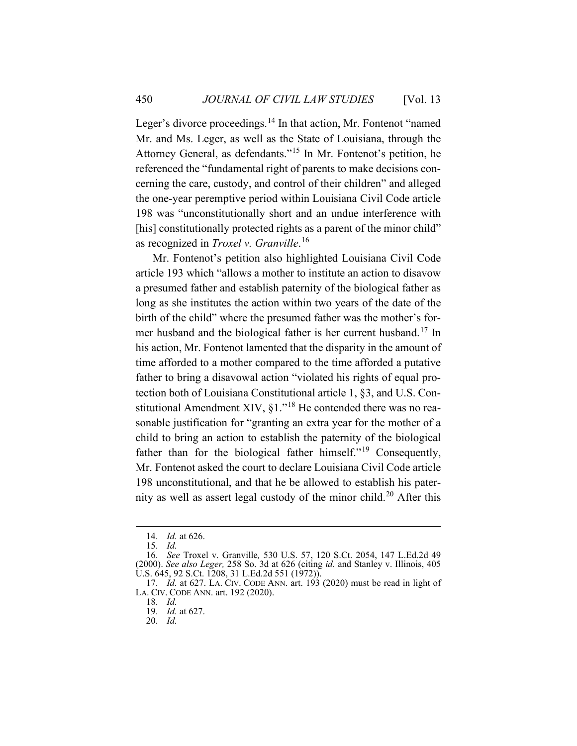Leger's divorce proceedings.[14] In that action, Mr. Fontenot "named Mr. and Ms. Leger, as well as the State of Louisiana, through the Attorney General, as defendants."[15] In Mr. Fontenot's petition, he referenced the "fundamental right of parents to make decisions concerning the care, custody, and control of their children" and alleged the one-year peremptive period within Louisiana Civil Code article 198 was "unconstitutionally short and an undue interference with [his] constitutionally protected rights as a parent of the minor child" as recognized in *Troxel v. Granville*.[16]

Mr. Fontenot's petition also highlighted Louisiana Civil Code article 193 which "allows a mother to institute an action to disavow a presumed father and establish paternity of the biological father as long as she institutes the action within two years of the date of the birth of the child" where the presumed father was the mother's former husband and the biological father is her current husband.[17] In his action, Mr. Fontenot lamented that the disparity in the amount of time afforded to a mother compared to the time afforded a putative father to bring a disavowal action "violated his rights of equal protection both of Louisiana Constitutional article 1, §3, and U.S. Constitutional Amendment XIV, §1."[18] He contended there was no reasonable justification for "granting an extra year for the mother of a child to bring an action to establish the paternity of the biological father than for the biological father himself."[19] Consequently, Mr. Fontenot asked the court to declare Louisiana Civil Code article 198 unconstitutional, and that he be allowed to establish his paternity as well as assert legal custody of the minor child.[20] After this

---

14. *Id.* at 626.

15. *Id.*

16. *See* Troxel v. Granville*,* 530 U.S. 57, 120 S.Ct. 2054, 147 L.Ed.2d 49 (2000). *See also Leger,* 258 So. 3d at 626 (citing *id.* and Stanley v. Illinois, 405 U.S. 645, 92 S.Ct. 1208, 31 L.Ed.2d 551 (1972)).

17. *Id.* at 627. LA. CIV. CODE ANN. art. 193 (2020) must be read in light of LA. CIV. CODE ANN. art. 192 (2020).

18. *Id.*

19. *Id.* at 627.

20. *Id.*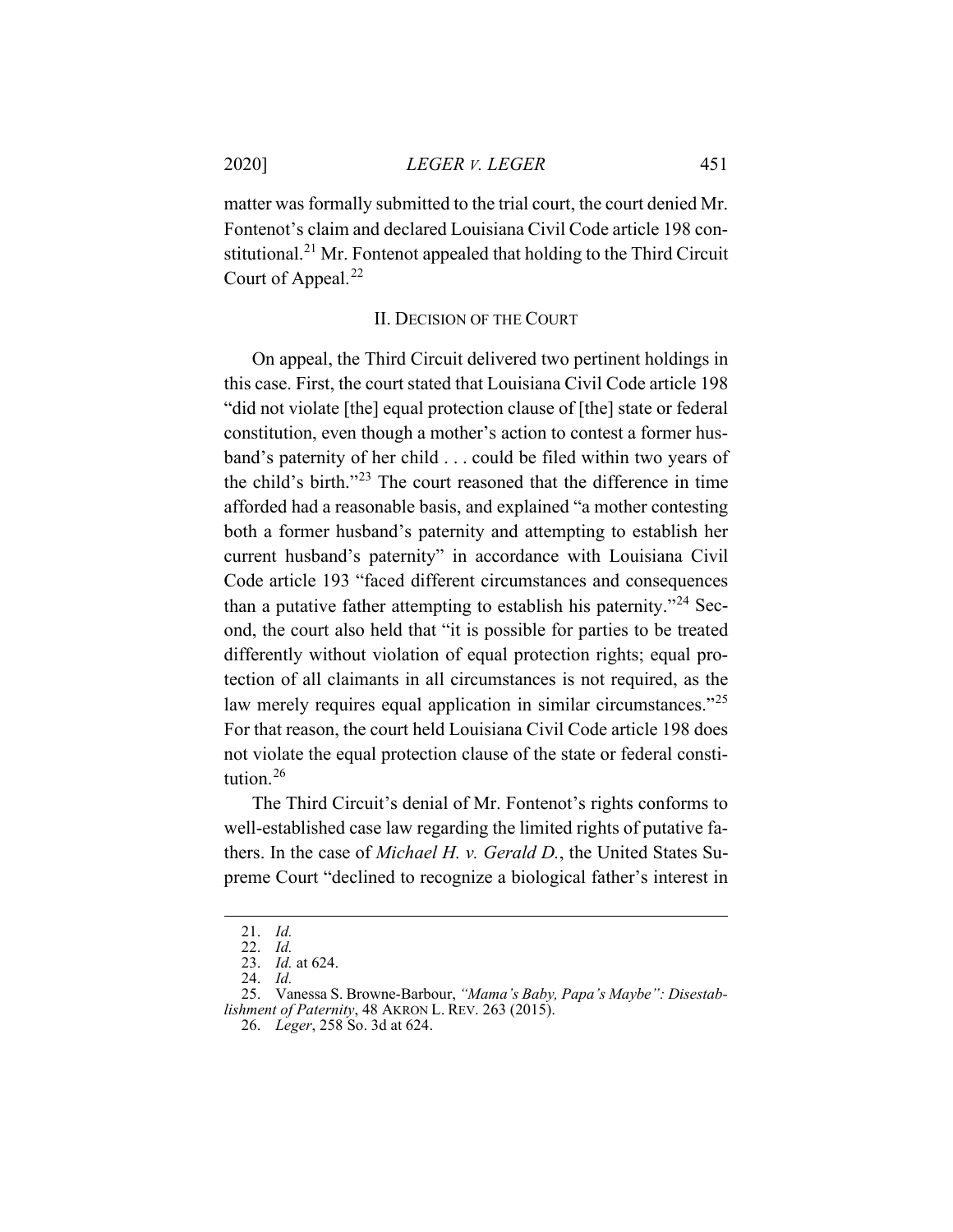matter was formally submitted to the trial court, the court denied Mr. Fontenot's claim and declared Louisiana Civil Code article 198 constitutional.[21] Mr. Fontenot appealed that holding to the Third Circuit Court of Appeal.[22]

## II. Decision of the Court

On appeal, the Third Circuit delivered two pertinent holdings in this case. First, the court stated that Louisiana Civil Code article 198 "did not violate [the] equal protection clause of [the] state or federal constitution, even though a mother's action to contest a former husband's paternity of her child . . . could be filed within two years of the child's birth."[23] The court reasoned that the difference in time afforded had a reasonable basis, and explained "a mother contesting both a former husband's paternity and attempting to establish her current husband's paternity" in accordance with Louisiana Civil Code article 193 "faced different circumstances and consequences than a putative father attempting to establish his paternity."[24] Second, the court also held that "it is possible for parties to be treated differently without violation of equal protection rights; equal protection of all claimants in all circumstances is not required, as the law merely requires equal application in similar circumstances."[25] For that reason, the court held Louisiana Civil Code article 198 does not violate the equal protection clause of the state or federal constitution.[26]

The Third Circuit's denial of Mr. Fontenot's rights conforms to well-established case law regarding the limited rights of putative fathers. In the case of *Michael H. v. Gerald D.*, the United States Supreme Court "declined to recognize a biological father's interest in

---

21. *Id.*
22. *Id.*
23. *Id.* at 624.
24. *Id.*
25. Vanessa S. Browne-Barbour, *"Mama's Baby, Papa's Maybe": Disestablishment of Paternity*, 48 AKRON L. REV. 263 (2015).
26. *Leger*, 258 So. 3d at 624.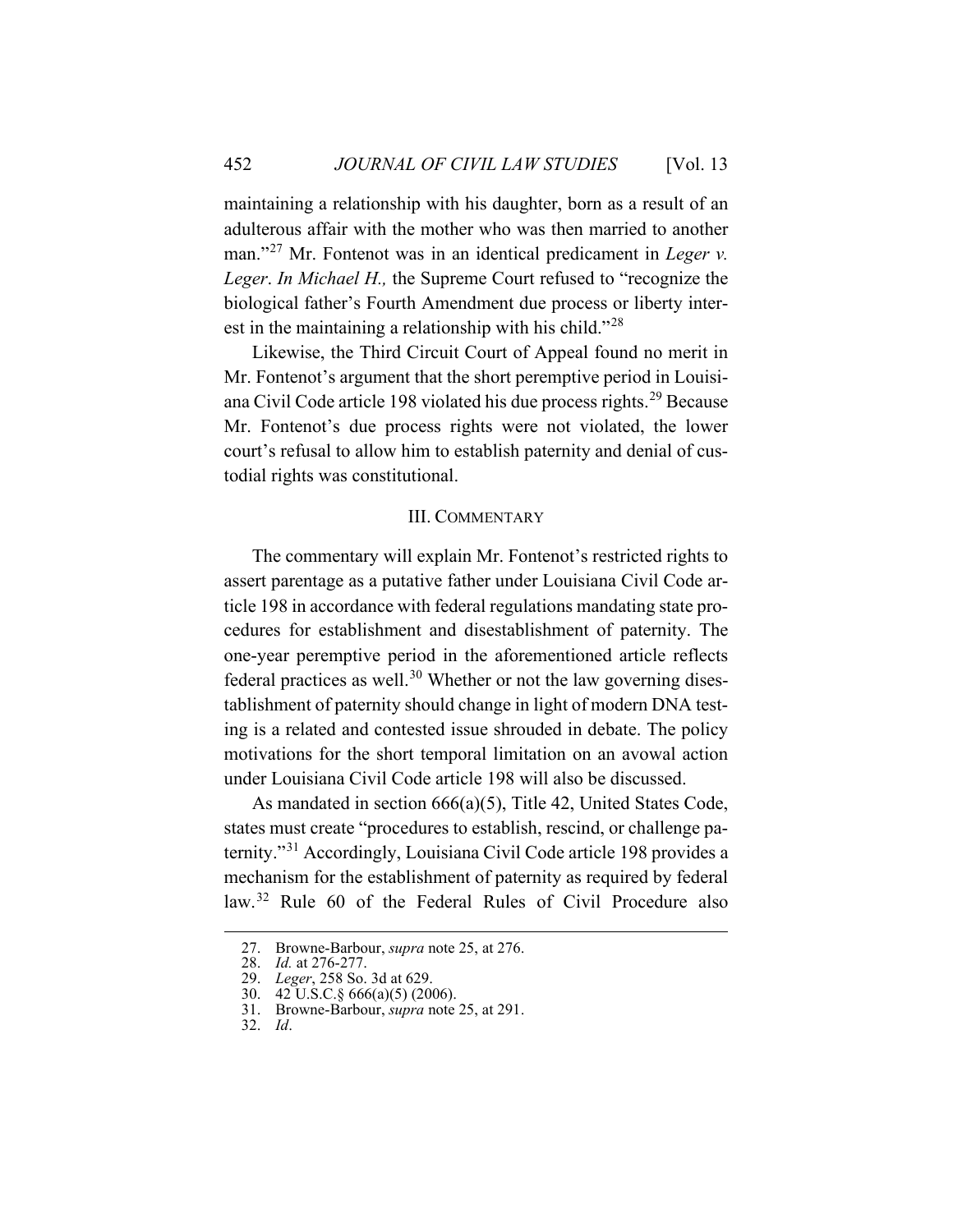maintaining a relationship with his daughter, born as a result of an adulterous affair with the mother who was then married to another man."[27] Mr. Fontenot was in an identical predicament in *Leger v. Leger*. *In Michael H.,* the Supreme Court refused to "recognize the biological father's Fourth Amendment due process or liberty interest in the maintaining a relationship with his child."[28]

Likewise, the Third Circuit Court of Appeal found no merit in Mr. Fontenot's argument that the short peremptive period in Louisiana Civil Code article 198 violated his due process rights.[29] Because Mr. Fontenot's due process rights were not violated, the lower court's refusal to allow him to establish paternity and denial of custodial rights was constitutional.

## III. COMMENTARY

The commentary will explain Mr. Fontenot's restricted rights to assert parentage as a putative father under Louisiana Civil Code article 198 in accordance with federal regulations mandating state procedures for establishment and disestablishment of paternity. The one-year peremptive period in the aforementioned article reflects federal practices as well.[30] Whether or not the law governing disestablishment of paternity should change in light of modern DNA testing is a related and contested issue shrouded in debate. The policy motivations for the short temporal limitation on an avowal action under Louisiana Civil Code article 198 will also be discussed.

As mandated in section 666(a)(5), Title 42, United States Code, states must create "procedures to establish, rescind, or challenge paternity."[31] Accordingly, Louisiana Civil Code article 198 provides a mechanism for the establishment of paternity as required by federal law.[32] Rule 60 of the Federal Rules of Civil Procedure also

27. Browne-Barbour, *supra* note 25, at 276.
28. *Id.* at 276-277.
29. *Leger*, 258 So. 3d at 629.
30. 42 U.S.C.§ 666(a)(5) (2006).
31. Browne-Barbour, *supra* note 25, at 291.
32. *Id*.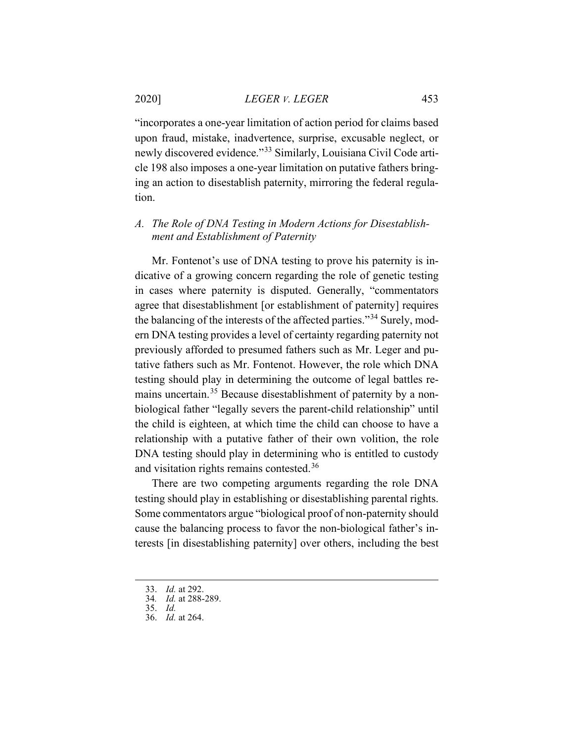"incorporates a one-year limitation of action period for claims based upon fraud, mistake, inadvertence, surprise, excusable neglect, or newly discovered evidence."[33] Similarly, Louisiana Civil Code article 198 also imposes a one-year limitation on putative fathers bringing an action to disestablish paternity, mirroring the federal regulation.

### *A. The Role of DNA Testing in Modern Actions for Disestablishment and Establishment of Paternity*

Mr. Fontenot's use of DNA testing to prove his paternity is indicative of a growing concern regarding the role of genetic testing in cases where paternity is disputed. Generally, "commentators agree that disestablishment [or establishment of paternity] requires the balancing of the interests of the affected parties."[34] Surely, modern DNA testing provides a level of certainty regarding paternity not previously afforded to presumed fathers such as Mr. Leger and putative fathers such as Mr. Fontenot. However, the role which DNA testing should play in determining the outcome of legal battles remains uncertain.[35] Because disestablishment of paternity by a non-biological father "legally severs the parent-child relationship" until the child is eighteen, at which time the child can choose to have a relationship with a putative father of their own volition, the role DNA testing should play in determining who is entitled to custody and visitation rights remains contested.[36]

There are two competing arguments regarding the role DNA testing should play in establishing or disestablishing parental rights. Some commentators argue "biological proof of non-paternity should cause the balancing process to favor the non-biological father's interests [in disestablishing paternity] over others, including the best

---

33. *Id.* at 292.
34. *Id.* at 288-289.
35. *Id.*
36. *Id.* at 264.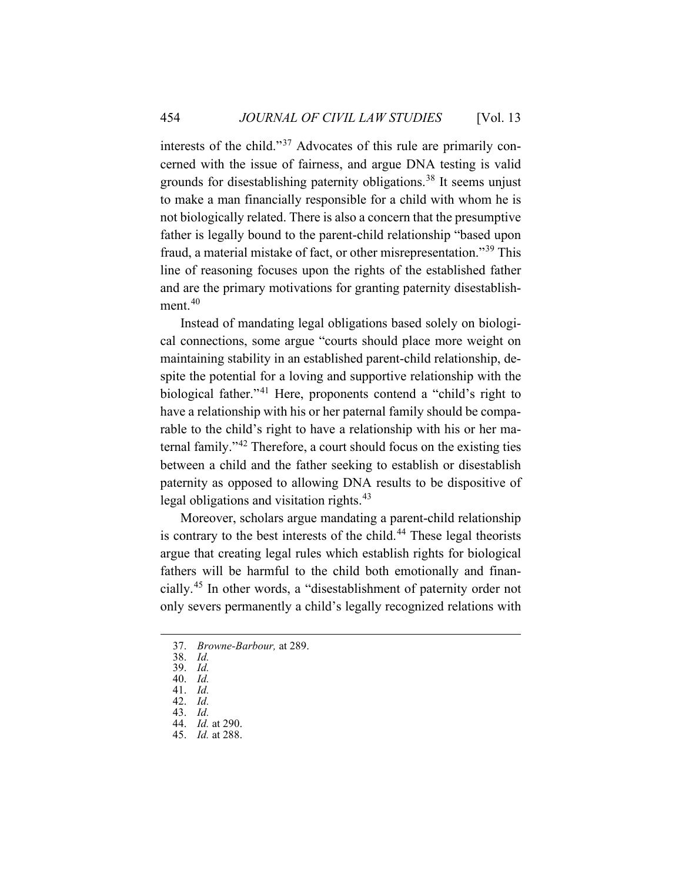interests of the child."[37] Advocates of this rule are primarily concerned with the issue of fairness, and argue DNA testing is valid grounds for disestablishing paternity obligations.[38] It seems unjust to make a man financially responsible for a child with whom he is not biologically related. There is also a concern that the presumptive father is legally bound to the parent-child relationship "based upon fraud, a material mistake of fact, or other misrepresentation."[39] This line of reasoning focuses upon the rights of the established father and are the primary motivations for granting paternity disestablishment.[40]

Instead of mandating legal obligations based solely on biological connections, some argue "courts should place more weight on maintaining stability in an established parent-child relationship, despite the potential for a loving and supportive relationship with the biological father."[41] Here, proponents contend a "child's right to have a relationship with his or her paternal family should be comparable to the child's right to have a relationship with his or her maternal family."[42] Therefore, a court should focus on the existing ties between a child and the father seeking to establish or disestablish paternity as opposed to allowing DNA results to be dispositive of legal obligations and visitation rights.[43]

Moreover, scholars argue mandating a parent-child relationship is contrary to the best interests of the child.[44] These legal theorists argue that creating legal rules which establish rights for biological fathers will be harmful to the child both emotionally and financially.[45] In other words, a "disestablishment of paternity order not only severs permanently a child's legally recognized relations with

---

37. *Browne-Barbour,* at 289.
38. *Id.*
39. *Id.*
40. *Id.*
41. *Id.*
42. *Id.*
43. *Id.*
44. *Id.* at 290.
45. *Id.* at 288.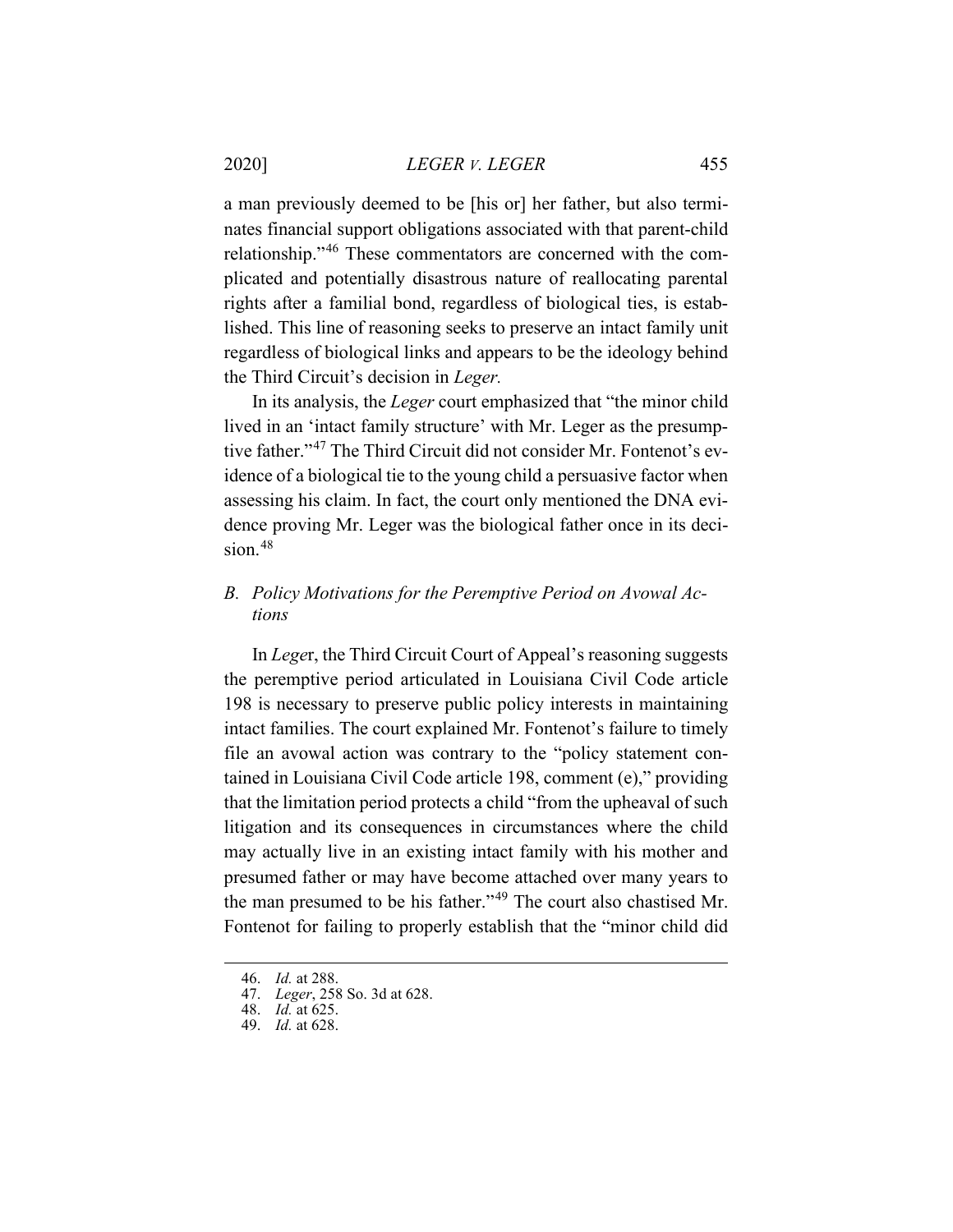a man previously deemed to be [his or] her father, but also terminates financial support obligations associated with that parent-child relationship."[46] These commentators are concerned with the complicated and potentially disastrous nature of reallocating parental rights after a familial bond, regardless of biological ties, is established. This line of reasoning seeks to preserve an intact family unit regardless of biological links and appears to be the ideology behind the Third Circuit's decision in *Leger.*

In its analysis, the *Leger* court emphasized that "the minor child lived in an 'intact family structure' with Mr. Leger as the presumptive father."[47] The Third Circuit did not consider Mr. Fontenot's evidence of a biological tie to the young child a persuasive factor when assessing his claim. In fact, the court only mentioned the DNA evidence proving Mr. Leger was the biological father once in its decision.[48]

### *B. Policy Motivations for the Peremptive Period on Avowal Actions*

In *Lege*r, the Third Circuit Court of Appeal's reasoning suggests the peremptive period articulated in Louisiana Civil Code article 198 is necessary to preserve public policy interests in maintaining intact families. The court explained Mr. Fontenot's failure to timely file an avowal action was contrary to the "policy statement contained in Louisiana Civil Code article 198, comment (e)," providing that the limitation period protects a child "from the upheaval of such litigation and its consequences in circumstances where the child may actually live in an existing intact family with his mother and presumed father or may have become attached over many years to the man presumed to be his father."[49] The court also chastised Mr. Fontenot for failing to properly establish that the "minor child did

---

46. *Id.* at 288.
47. *Leger*, 258 So. 3d at 628.
48. *Id.* at 625.
49. *Id.* at 628.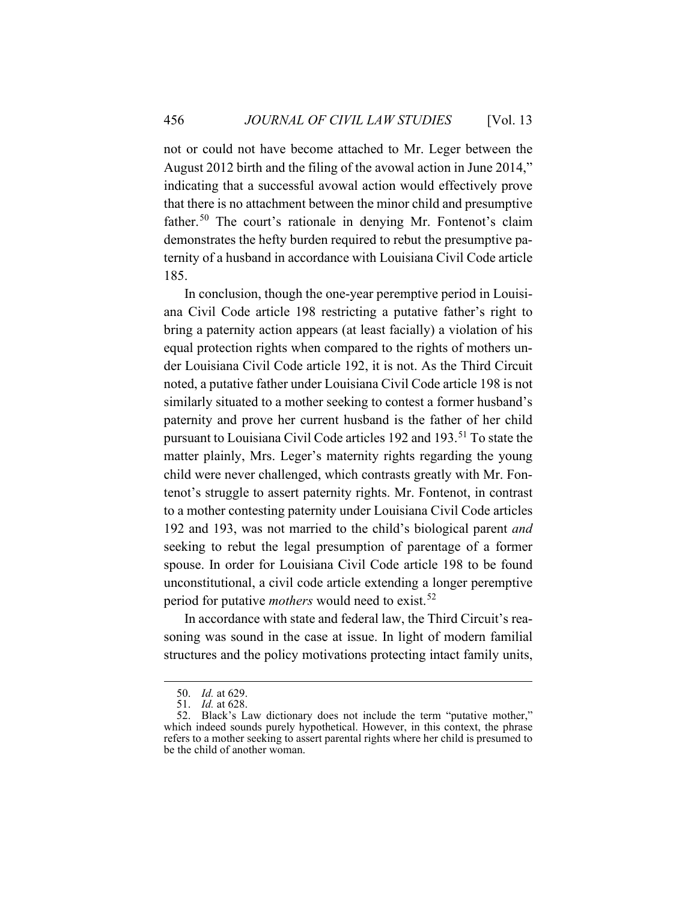not or could not have become attached to Mr. Leger between the August 2012 birth and the filing of the avowal action in June 2014," indicating that a successful avowal action would effectively prove that there is no attachment between the minor child and presumptive father.[50] The court's rationale in denying Mr. Fontenot's claim demonstrates the hefty burden required to rebut the presumptive paternity of a husband in accordance with Louisiana Civil Code article 185.

In conclusion, though the one-year peremptive period in Louisiana Civil Code article 198 restricting a putative father's right to bring a paternity action appears (at least facially) a violation of his equal protection rights when compared to the rights of mothers under Louisiana Civil Code article 192, it is not. As the Third Circuit noted, a putative father under Louisiana Civil Code article 198 is not similarly situated to a mother seeking to contest a former husband's paternity and prove her current husband is the father of her child pursuant to Louisiana Civil Code articles 192 and 193.[51] To state the matter plainly, Mrs. Leger's maternity rights regarding the young child were never challenged, which contrasts greatly with Mr. Fontenot's struggle to assert paternity rights. Mr. Fontenot, in contrast to a mother contesting paternity under Louisiana Civil Code articles 192 and 193, was not married to the child's biological parent *and* seeking to rebut the legal presumption of parentage of a former spouse. In order for Louisiana Civil Code article 198 to be found unconstitutional, a civil code article extending a longer peremptive period for putative *mothers* would need to exist.[52]

In accordance with state and federal law, the Third Circuit's reasoning was sound in the case at issue. In light of modern familial structures and the policy motivations protecting intact family units,

---

50. *Id.* at 629.

51. *Id.* at 628.

52. Black's Law dictionary does not include the term "putative mother," which indeed sounds purely hypothetical. However, in this context, the phrase refers to a mother seeking to assert parental rights where her child is presumed to be the child of another woman.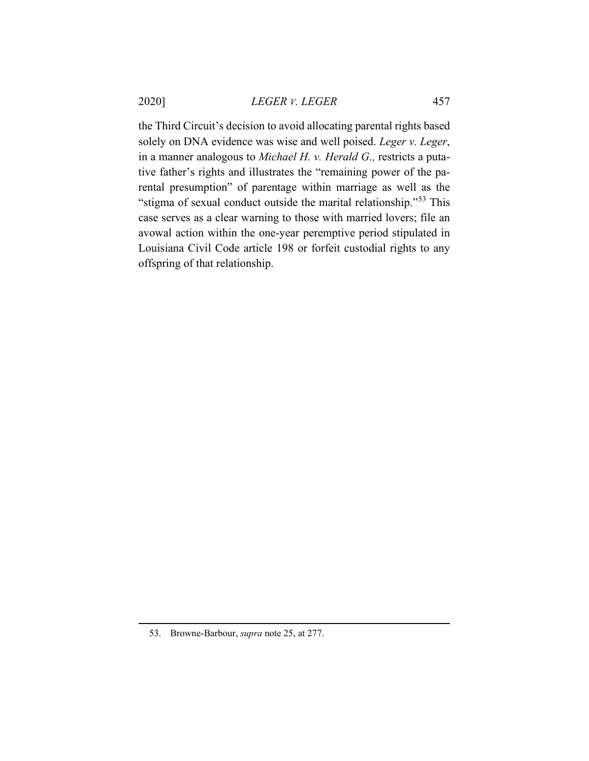the Third Circuit's decision to avoid allocating parental rights based solely on DNA evidence was wise and well poised. *Leger v. Leger*, in a manner analogous to *Michael H. v. Herald G.,* restricts a putative father's rights and illustrates the "remaining power of the parental presumption" of parentage within marriage as well as the "stigma of sexual conduct outside the marital relationship."[53] This case serves as a clear warning to those with married lovers; file an avowal action within the one-year peremptive period stipulated in Louisiana Civil Code article 198 or forfeit custodial rights to any offspring of that relationship.

---

53. Browne-Barbour, *supra* note 25, at 277.